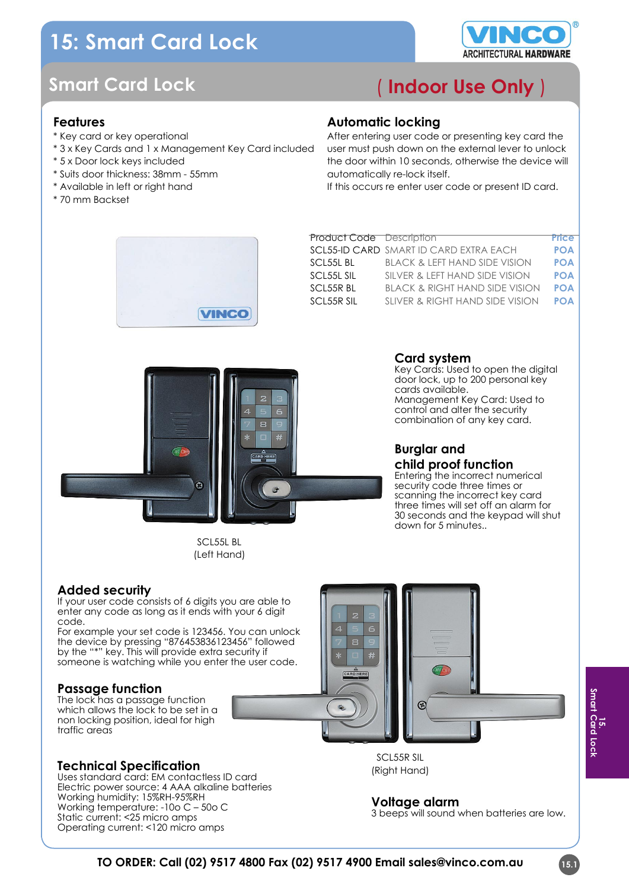# 15: Smart Card Lock

## Smart Card Lock

( Indoor Use Only )

### Features

* Key card or key operational
* 3 x Key Cards and 1 x Management Key Card included
* 5 x Door lock keys included
* Suits door thickness: 38mm - 55mm
* Available in left or right hand
* 70 mm Backset

### Automatic locking

After entering user code or presenting key card the user must push down on the external lever to unlock the door within 10 seconds, otherwise the device will automatically re-lock itself.
If this occurs re enter user code or present ID card.

| Product Code | Description | Price |
|---|---|---|
| SCL55-ID CARD | SMART ID CARD EXTRA EACH | POA |
| SCL55L BL | BLACK & LEFT HAND SIDE VISION | POA |
| SCL55L SIL | SILVER & LEFT HAND SIDE VISION | POA |
| SCL55R BL | BLACK & RIGHT HAND SIDE VISION | POA |
| SCL55R SIL | SLIVER & RIGHT HAND SIDE VISION | POA |

### Card system

Key Cards: Used to open the digital door lock, up to 200 personal key cards available.
Management Key Card: Used to control and alter the security combination of any key card.

SCL55L BL
(Left Hand)

### Burglar and child proof function

Entering the incorrect numerical security code three times or scanning the incorrect key card three times will set off an alarm for 30 seconds and the keypad will shut down for 5 minutes..

### Added security

If your user code consists of 6 digits you are able to enter any code as long as it ends with your 6 digit code.
For example your set code is 123456. You can unlock the device by pressing "876453836123456" followed by the "*" key. This will provide extra security if someone is watching while you enter the user code.

### Passage function

The lock has a passage function which allows the lock to be set in a non locking position, ideal for high traffic areas

SCL55R SIL
(Right Hand)

### Technical Specification

Uses standard card: EM contactless ID card
Electric power source: 4 AAA alkaline batteries
Working humidity: 15%RH-95%RH
Working temperature: -10o C – 50o C
Static current: <25 micro amps
Operating current: <120 micro amps

### Voltage alarm

3 beeps will sound when batteries are low.

**TO ORDER: Call (02) 9517 4800 Fax (02) 9517 4900 Email sales@vinco.com.au**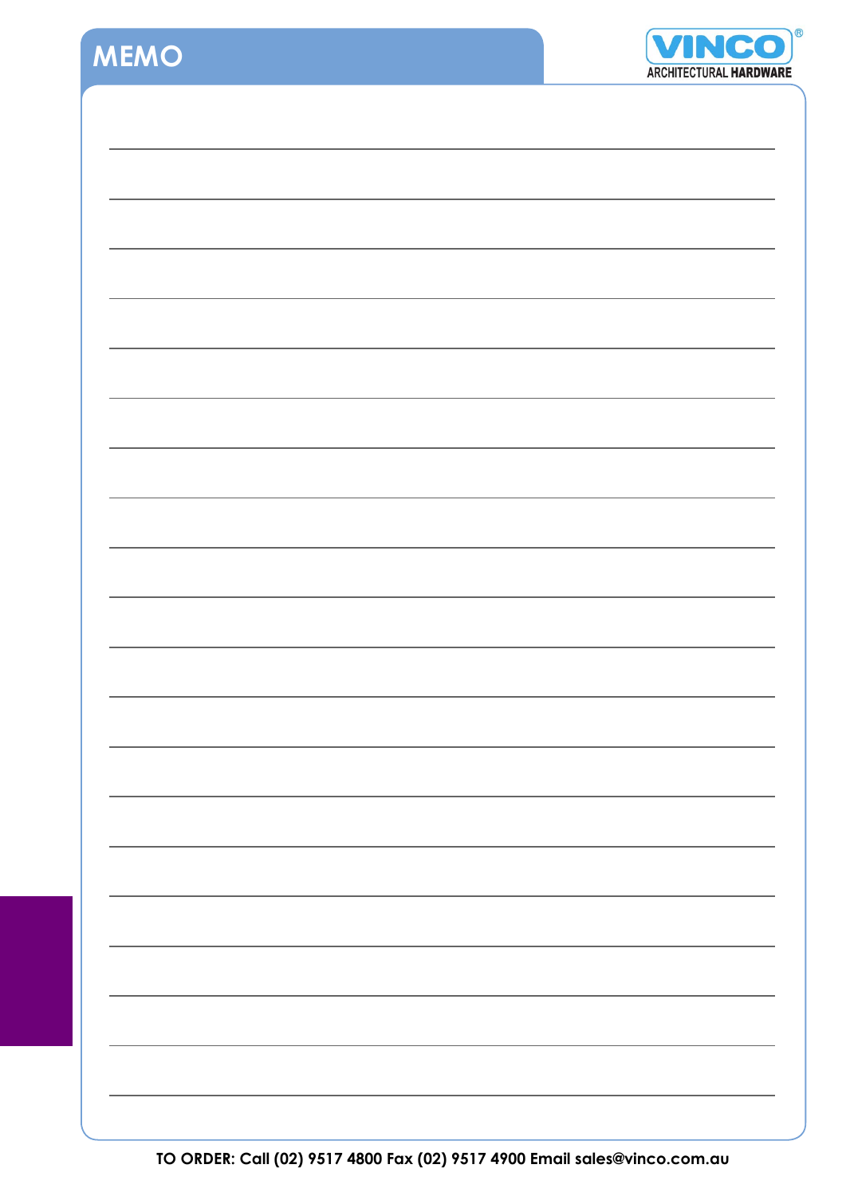# MEMO

VINCO® ARCHITECTURAL HARDWARE

TO ORDER: Call (02) 9517 4800 Fax (02) 9517 4900 Email sales@vinco.com.au